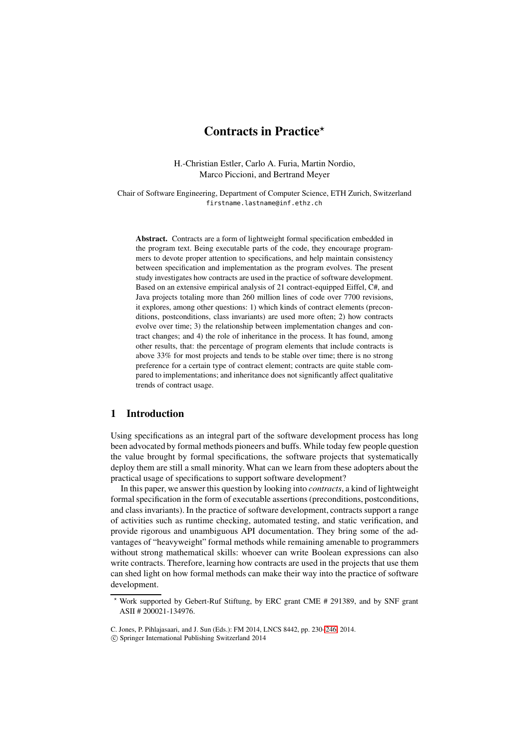# Contracts in Practice*

H.-Christian Estler, Carlo A. Furia, Martin Nordio, Marco Piccioni, and Bertrand Meyer

Chair of Software Engineering, Department of Computer Science, ETH Zurich, Switzerland
firstname.lastname@inf.ethz.ch

**Abstract.** Contracts are a form of lightweight formal specification embedded in the program text. Being executable parts of the code, they encourage programmers to devote proper attention to specifications, and help maintain consistency between specification and implementation as the program evolves. The present study investigates how contracts are used in the practice of software development. Based on an extensive empirical analysis of 21 contract-equipped Eiffel, C#, and Java projects totaling more than 260 million lines of code over 7700 revisions, it explores, among other questions: 1) which kinds of contract elements (preconditions, postconditions, class invariants) are used more often; 2) how contracts evolve over time; 3) the relationship between implementation changes and contract changes; and 4) the role of inheritance in the process. It has found, among other results, that: the percentage of program elements that include contracts is above 33% for most projects and tends to be stable over time; there is no strong preference for a certain type of contract element; contracts are quite stable compared to implementations; and inheritance does not significantly affect qualitative trends of contract usage.

## 1 Introduction

Using specifications as an integral part of the software development process has long been advocated by formal methods pioneers and buffs. While today few people question the value brought by formal specifications, the software projects that systematically deploy them are still a small minority. What can we learn from these adopters about the practical usage of specifications to support software development?

In this paper, we answer this question by looking into *contracts*, a kind of lightweight formal specification in the form of executable assertions (preconditions, postconditions, and class invariants). In the practice of software development, contracts support a range of activities such as runtime checking, automated testing, and static verification, and provide rigorous and unambiguous API documentation. They bring some of the advantages of "heavyweight" formal methods while remaining amenable to programmers without strong mathematical skills: whoever can write Boolean expressions can also write contracts. Therefore, learning how contracts are used in the projects that use them can shed light on how formal methods can make their way into the practice of software development.

* Work supported by Gebert-Ruf Stiftung, by ERC grant CME # 291389, and by SNF grant ASII # 200021-134976.

C. Jones, P. Pihlajasaari, and J. Sun (Eds.): FM 2014, LNCS 8442, pp. 230–246, 2014.
© Springer International Publishing Switzerland 2014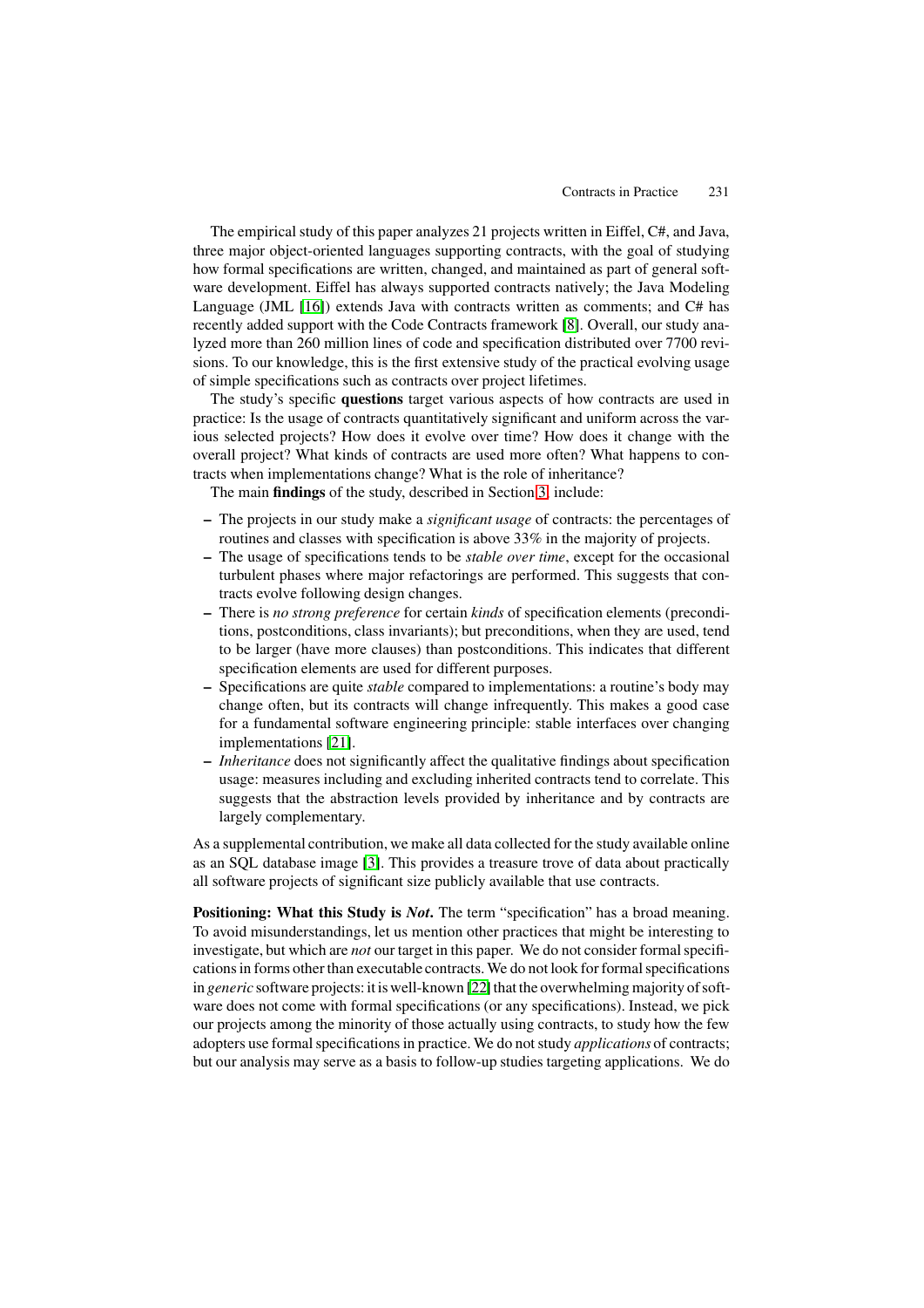The empirical study of this paper analyzes 21 projects written in Eiffel, C#, and Java, three major object-oriented languages supporting contracts, with the goal of studying how formal specifications are written, changed, and maintained as part of general software development. Eiffel has always supported contracts natively; the Java Modeling Language (JML [16]) extends Java with contracts written as comments; and C# has recently added support with the Code Contracts framework [8]. Overall, our study analyzed more than 260 million lines of code and specification distributed over 7700 revisions. To our knowledge, this is the first extensive study of the practical evolving usage of simple specifications such as contracts over project lifetimes.

The study's specific **questions** target various aspects of how contracts are used in practice: Is the usage of contracts quantitatively significant and uniform across the various selected projects? How does it evolve over time? How does it change with the overall project? What kinds of contracts are used more often? What happens to contracts when implementations change? What is the role of inheritance?

The main **findings** of the study, described in Section 3, include:

- The projects in our study make a *significant usage* of contracts: the percentages of routines and classes with specification is above 33% in the majority of projects.
- The usage of specifications tends to be *stable over time*, except for the occasional turbulent phases where major refactorings are performed. This suggests that contracts evolve following design changes.
- There is *no strong preference* for certain *kinds* of specification elements (preconditions, postconditions, class invariants); but preconditions, when they are used, tend to be larger (have more clauses) than postconditions. This indicates that different specification elements are used for different purposes.
- Specifications are quite *stable* compared to implementations: a routine's body may change often, but its contracts will change infrequently. This makes a good case for a fundamental software engineering principle: stable interfaces over changing implementations [21].
- *Inheritance* does not significantly affect the qualitative findings about specification usage: measures including and excluding inherited contracts tend to correlate. This suggests that the abstraction levels provided by inheritance and by contracts are largely complementary.

As a supplemental contribution, we make all data collected for the study available online as an SQL database image [3]. This provides a treasure trove of data about practically all software projects of significant size publicly available that use contracts.

**Positioning: What this Study is *Not*.** The term "specification" has a broad meaning. To avoid misunderstandings, let us mention other practices that might be interesting to investigate, but which are *not* our target in this paper. We do not consider formal specifications in forms other than executable contracts. We do not look for formal specifications in *generic* software projects: it is well-known [22] that the overwhelming majority of software does not come with formal specifications (or any specifications). Instead, we pick our projects among the minority of those actually using contracts, to study how the few adopters use formal specifications in practice. We do not study *applications* of contracts; but our analysis may serve as a basis to follow-up studies targeting applications. We do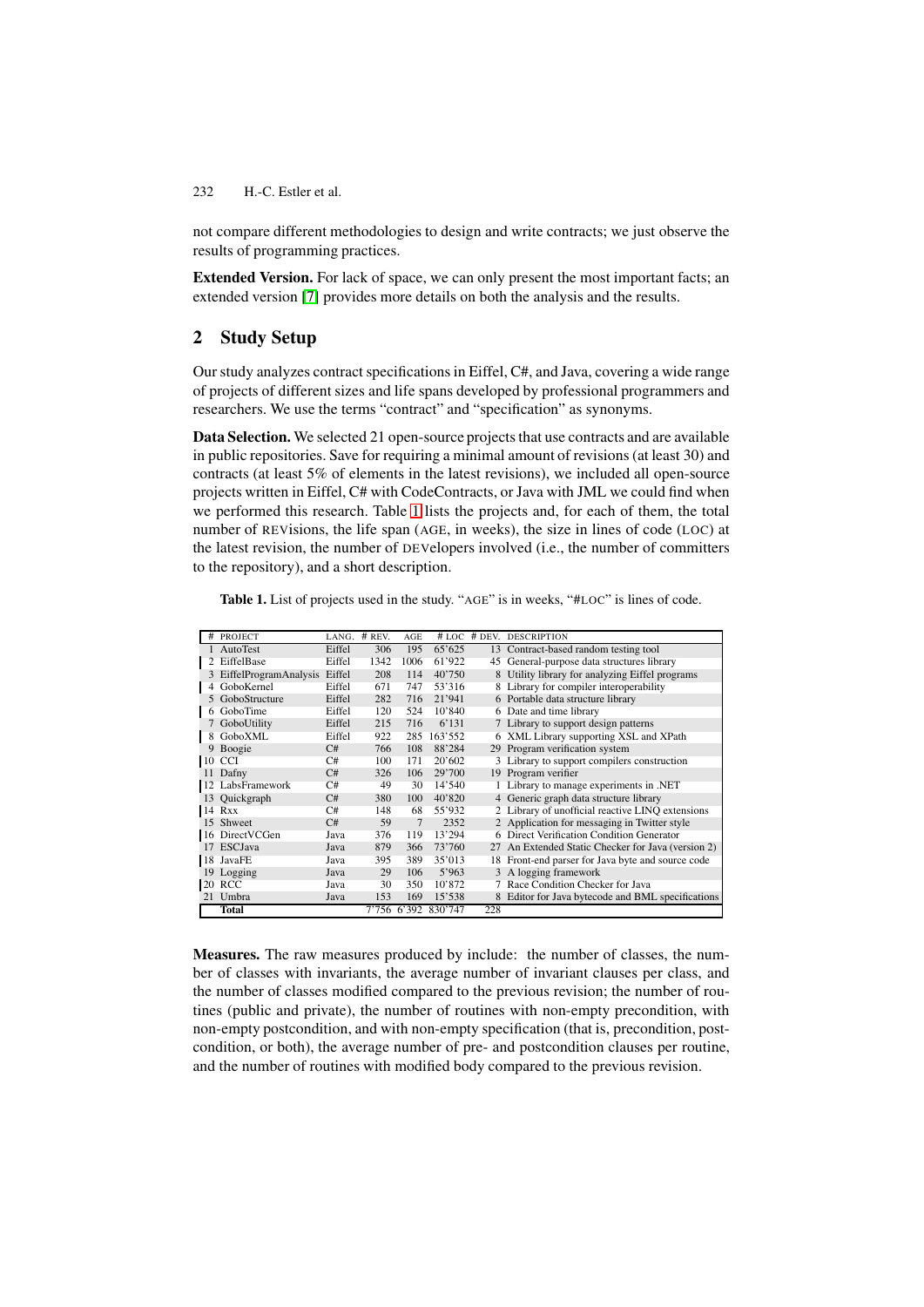not compare different methodologies to design and write contracts; we just observe the results of programming practices.

**Extended Version.** For lack of space, we can only present the most important facts; an extended version [7] provides more details on both the analysis and the results.

## 2 Study Setup

Our study analyzes contract specifications in Eiffel, C#, and Java, covering a wide range of projects of different sizes and life spans developed by professional programmers and researchers. We use the terms "contract" and "specification" as synonyms.

**Data Selection.** We selected 21 open-source projects that use contracts and are available in public repositories. Save for requiring a minimal amount of revisions (at least 30) and contracts (at least 5% of elements in the latest revisions), we included all open-source projects written in Eiffel, C# with CodeContracts, or Java with JML we could find when we performed this research. Table 1 lists the projects and, for each of them, the total number of REVisions, the life span (AGE, in weeks), the size in lines of code (LOC) at the latest revision, the number of DEVelopers involved (i.e., the number of committers to the repository), and a short description.

**Table 1.** List of projects used in the study. "AGE" is in weeks, "#LOC" is lines of code.

| # | PROJECT | LANG. | # REV. | AGE | # LOC | # DEV. | DESCRIPTION |
|---|---|---|---|---|---|---|---|
| 1 | AutoTest | Eiffel | 306 | 195 | 65'625 | 13 | Contract-based random testing tool |
| 2 | EiffelBase | Eiffel | 1342 | 1006 | 61'922 | 45 | General-purpose data structures library |
| 3 | EiffelProgramAnalysis | Eiffel | 208 | 114 | 40'750 | 8 | Utility library for analyzing Eiffel programs |
| 4 | GoboKernel | Eiffel | 671 | 747 | 53'316 | 8 | Library for compiler interoperability |
| 5 | GoboStructure | Eiffel | 282 | 716 | 21'941 | 6 | Portable data structure library |
| 6 | GoboTime | Eiffel | 120 | 524 | 10'840 | 6 | Date and time library |
| 7 | GoboUtility | Eiffel | 215 | 716 | 6'131 | 7 | Library to support design patterns |
| 8 | GoboXML | Eiffel | 922 | 285 | 163'552 | 6 | XML Library supporting XSL and XPath |
| 9 | Boogie | C# | 766 | 108 | 88'284 | 29 | Program verification system |
| 10 | CCI | C# | 100 | 171 | 20'602 | 3 | Library to support compilers construction |
| 11 | Dafny | C# | 326 | 106 | 29'700 | 19 | Program verifier |
| 12 | LabsFramework | C# | 49 | 30 | 14'540 | 1 | Library to manage experiments in .NET |
| 13 | Quickgraph | C# | 380 | 100 | 40'820 | 4 | Generic graph data structure library |
| 14 | Rxx | C# | 148 | 68 | 55'932 | 2 | Library of unofficial reactive LINQ extensions |
| 15 | Shweet | C# | 59 | 7 | 2352 | 2 | Application for messaging in Twitter style |
| 16 | DirectVCGen | Java | 376 | 119 | 13'294 | 6 | Direct Verification Condition Generator |
| 17 | ESCJava | Java | 879 | 366 | 73'760 | 27 | An Extended Static Checker for Java (version 2) |
| 18 | JavaFE | Java | 395 | 389 | 35'013 | 18 | Front-end parser for Java byte and source code |
| 19 | Logging | Java | 29 | 106 | 5'963 | 3 | A logging framework |
| 20 | RCC | Java | 30 | 350 | 10'872 | 7 | Race Condition Checker for Java |
| 21 | Umbra | Java | 153 | 169 | 15'538 | 8 | Editor for Java bytecode and BML specifications |
| | **Total** | | 7'756 | 6'392 | 830'747 | 228 | |

**Measures.** The raw measures produced by include: the number of classes, the number of classes with invariants, the average number of invariant clauses per class, and the number of classes modified compared to the previous revision; the number of routines (public and private), the number of routines with non-empty precondition, with non-empty postcondition, and with non-empty specification (that is, precondition, postcondition, or both), the average number of pre- and postcondition clauses per routine, and the number of routines with modified body compared to the previous revision.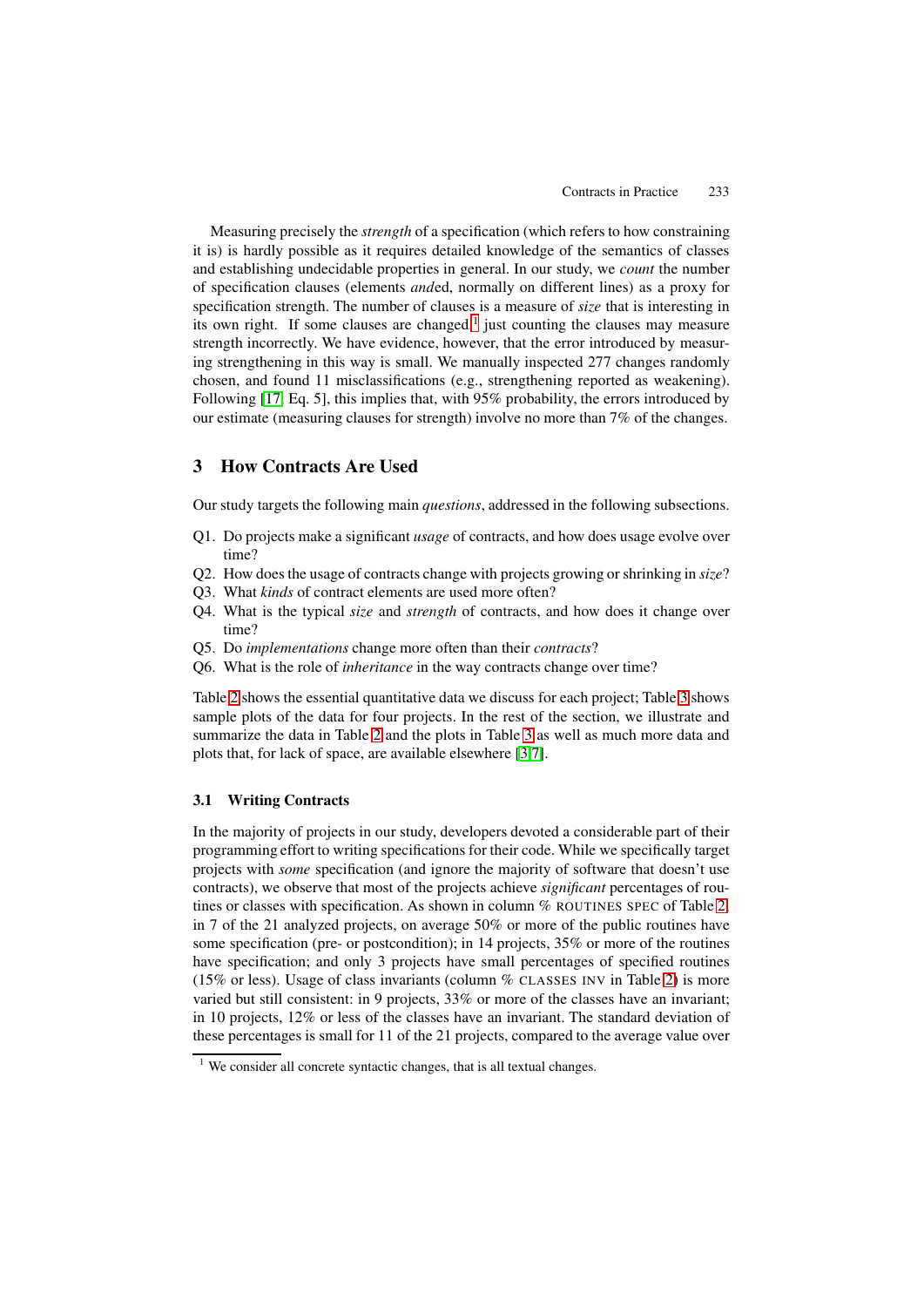Measuring precisely the *strength* of a specification (which refers to how constraining it is) is hardly possible as it requires detailed knowledge of the semantics of classes and establishing undecidable properties in general. In our study, we *count* the number of specification clauses (elements *and*ed, normally on different lines) as a proxy for specification strength. The number of clauses is a measure of *size* that is interesting in its own right. If some clauses are changed[1] just counting the clauses may measure strength incorrectly. We have evidence, however, that the error introduced by measuring strengthening in this way is small. We manually inspected 277 changes randomly chosen, and found 11 misclassifications (e.g., strengthening reported as weakening). Following [17, Eq. 5], this implies that, with 95% probability, the errors introduced by our estimate (measuring clauses for strength) involve no more than 7% of the changes.

## 3 How Contracts Are Used

Our study targets the following main *questions*, addressed in the following subsections.

- Q1. Do projects make a significant *usage* of contracts, and how does usage evolve over time?
- Q2. How does the usage of contracts change with projects growing or shrinking in *size*?
- Q3. What *kinds* of contract elements are used more often?
- Q4. What is the typical *size* and *strength* of contracts, and how does it change over time?
- Q5. Do *implementations* change more often than their *contracts*?
- Q6. What is the role of *inheritance* in the way contracts change over time?

Table 2 shows the essential quantitative data we discuss for each project; Table 3 shows sample plots of the data for four projects. In the rest of the section, we illustrate and summarize the data in Table 2 and the plots in Table 3 as well as much more data and plots that, for lack of space, are available elsewhere [3,7].

### 3.1 Writing Contracts

In the majority of projects in our study, developers devoted a considerable part of their programming effort to writing specifications for their code. While we specifically target projects with *some* specification (and ignore the majority of software that doesn't use contracts), we observe that most of the projects achieve *significant* percentages of routines or classes with specification. As shown in column % ROUTINES SPEC of Table 2, in 7 of the 21 analyzed projects, on average 50% or more of the public routines have some specification (pre- or postcondition); in 14 projects, 35% or more of the routines have specification; and only 3 projects have small percentages of specified routines (15% or less). Usage of class invariants (column % CLASSES INV in Table 2) is more varied but still consistent: in 9 projects, 33% or more of the classes have an invariant; in 10 projects, 12% or less of the classes have an invariant. The standard deviation of these percentages is small for 11 of the 21 projects, compared to the average value over

[1] We consider all concrete syntactic changes, that is all textual changes.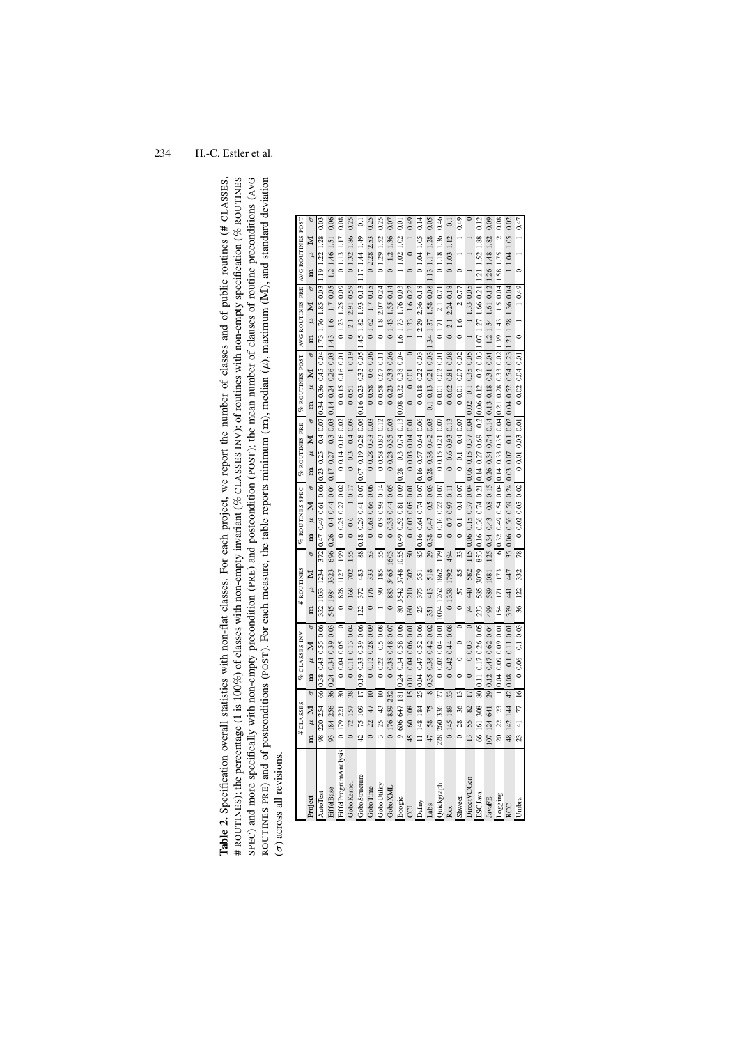**Table 2.** Specification overall statistics with non-flat classes. For each project, we report the number of classes and of public routines (# CLASSES, # ROUTINES); the percentage (1 is 100%) of classes with non-empty invariant (% CLASSES INV); of routines with non-empty specification (% ROUTINES SPEC) and more specifically with non-empty precondition (PRE) and postcondition (POST); the mean number of clauses of routine preconditions (AVG ROUTINES PRE) and of postconditions (POST). For each measure, the table reports minimum (**m**), median ($\mu$), maximum (**M**), and standard deviation ($\sigma$) across all revisions.

| Project | # CLASSES | | | | % CLASSES INV | | | | # ROUTINES | | | | % ROUTINES SPEC | | | | % ROUTINES PRE | | | | % ROUTINES POST | | | | AVG ROUTINES PRE | | | | AVG ROUTINES POST | | | |
|---|---|---|---|---|---|---|---|---|---|---|---|---|---|---|---|---|---|---|---|---|---|---|---|---|---|---|---|---|---|---|---|---|
| | **m** | $\mu$ | **M** | $\sigma$ | **m** | $\mu$ | **M** | $\sigma$ | **m** | $\mu$ | **M** | $\sigma$ | **m** | $\mu$ | **M** | $\sigma$ | **m** | $\mu$ | **M** | $\sigma$ | **m** | $\mu$ | **M** | $\sigma$ | **m** | $\mu$ | **M** | $\sigma$ | **m** | $\mu$ | **M** | $\sigma$ |
| AutoTest | 98 | 220 | 254 | 66 | 0.38 | 0.43 | 0.55 | 0.06 | 352 | 1053 | 1234 | 372 | 0.47 | 0.49 | 0.61 | 0.06 | 0.23 | 0.25 | 0.4 | 0.07 | 0.34 | 0.36 | 0.45 | 0.04 | 1.73 | 1.76 | 1.85 | 0.03 | 1.19 | 1.22 | 1.28 | 0.03 |
| EiffelBase | 93 | 184 | 256 | 36 | 0.24 | 0.34 | 0.39 | 0.03 | 545 | 1984 | 3323 | 696 | 0.26 | 0.4 | 0.44 | 0.04 | 0.17 | 0.27 | 0.3 | 0.03 | 0.14 | 0.24 | 0.26 | 0.03 | 1.43 | 1.6 | 1.7 | 0.05 | 1.2 | 1.46 | 1.51 | 0.06 |
| EiffelProgramAnalysis | 0 | 179 | 221 | 30 | 0 | 0.04 | 0.05 | 0 | 0 | 828 | 1127 | 199 | 0 | 0.25 | 0.27 | 0.02 | 0 | 0.14 | 0.16 | 0.02 | 0 | 0.15 | 0.16 | 0.01 | 0 | 1.23 | 1.25 | 0.09 | 0 | 1.13 | 1.17 | 0.08 |
| GoboKernel | 0 | 72 | 157 | 38 | 0 | 0.11 | 0.13 | 0.04 | 0 | 168 | 702 | 155 | 0 | 0.6 | 1 | 0.17 | 0 | 0.3 | 0.4 | 0.09 | 0 | 0.51 | 1 | 0.19 | 0 | 2.1 | 2.91 | 0.59 | 0 | 1.32 | 1.86 | 0.25 |
| GoboStructure | 42 | 75 | 109 | 17 | 0.19 | 0.33 | 0.39 | 0.06 | 122 | 372 | 483 | 88 | 0.18 | 0.29 | 0.41 | 0.07 | 0.07 | 0.19 | 0.28 | 0.06 | 0.16 | 0.23 | 0.32 | 0.05 | 1.45 | 1.82 | 1.93 | 0.13 | 1.17 | 1.44 | 1.49 | 0.1 |
| GoboTime | 0 | 22 | 47 | 10 | 0 | 0.12 | 0.28 | 0.09 | 0 | 176 | 333 | 53 | 0 | 0.63 | 0.66 | 0.06 | 0 | 0.28 | 0.33 | 0.03 | 0 | 0.58 | 0.6 | 0.06 | 0 | 1.62 | 1.7 | 0.15 | 0 | 2.28 | 2.53 | 0.25 |
| GoboUtility | 3 | 25 | 43 | 10 | 0 | 0.22 | 0.5 | 0.08 | 1 | 90 | 185 | 55 | 0 | 0.9 | 0.98 | 0.14 | 0 | 0.58 | 0.83 | 0.12 | 0 | 0.58 | 0.67 | 0.11 | 0 | 1.8 | 2.07 | 0.24 | 0 | 1.29 | 1.52 | 0.25 |
| GoboXML | 0 | 176 | 859 | 252 | 0 | 0.38 | 0.48 | 0.07 | 0 | 883 | 5465 | 1603 | 0 | 0.35 | 0.44 | 0.05 | 0 | 0.23 | 0.35 | 0.03 | 0 | 0.23 | 0.33 | 0.06 | 0 | 1.43 | 1.55 | 0.14 | 0 | 1.2 | 1.36 | 0.07 |
| Boogie | 9 | 606 | 647 | 181 | 0.24 | 0.34 | 0.58 | 0.06 | 80 | 3542 | 3748 | 1055 | 0.49 | 0.52 | 0.81 | 0.09 | 0.28 | 0.3 | 0.74 | 0.13 | 0.08 | 0.32 | 0.38 | 0.04 | 1.6 | 1.73 | 1.76 | 0.03 | 1 | 1.02 | 1.02 | 0.01 |
| CCT | 45 | 60 | 108 | 15 | 0.01 | 0.04 | 0.06 | 0.01 | 160 | 210 | 302 | 50 | 0 | 0.03 | 0.05 | 0.01 | 0 | 0.03 | 0.04 | 0.01 | 0 | 0 | 0.01 | 0 | 1 | 1.33 | 1.6 | 0.22 | 0 | 0 | 1 | 0.49 |
| Dafny | 11 | 148 | 184 | 25 | 0.04 | 0.47 | 0.52 | 0.06 | 25 | 375 | 551 | 85 | 0.16 | 0.64 | 0.74 | 0.07 | 0.16 | 0.57 | 0.64 | 0.06 | 0 | 0.18 | 0.22 | 0.03 | 1 | 2.29 | 2.36 | 0.18 | 0 | 1.04 | 1.05 | 0.14 |
| Labs | 47 | 58 | 75 | 8 | 0.35 | 0.38 | 0.42 | 0.02 | 351 | 413 | 518 | 29 | 0.38 | 0.47 | 0.5 | 0.03 | 0.28 | 0.38 | 0.42 | 0.03 | 0.1 | 0.13 | 0.21 | 0.03 | 1.34 | 1.37 | 1.58 | 0.08 | 1.13 | 1.17 | 1.28 | 0.05 |
| Quickgraph | 228 | 260 | 336 | 27 | 0 | 0.02 | 0.04 | 0.01 | 1074 | 1262 | 1862 | 179 | 0 | 0.16 | 0.22 | 0.07 | 0 | 0.15 | 0.21 | 0.07 | 0 | 0.01 | 0.02 | 0.01 | 0 | 1.71 | 2.1 | 0.71 | 0 | 1.18 | 1.36 | 0.46 |
| Rxx | 0 | 145 | 189 | 53 | 0 | 0.42 | 0.44 | 0.08 | 0 | 1358 | 1792 | 494 | 0 | 0.7 | 0.97 | 0.11 | 0 | 0.6 | 0.93 | 0.13 | 0 | 0.62 | 0.81 | 0.08 | 0 | 2.1 | 2.24 | 0.18 | 0 | 1.03 | 1.12 | 0.1 |
| Shweet | 0 | 28 | 36 | 13 | 0 | 0 | 0 | 0 | 0 | 57 | 85 | 33 | 0 | 0.1 | 0.4 | 0.07 | 0 | 0.1 | 0.4 | 0.07 | 0 | 0.01 | 0.07 | 0.02 | 0 | 1.6 | 2 | 0.77 | 0 | 1 | 1 | 0.49 |
| DirectVCGen | 13 | 55 | 82 | 17 | 0 | 0 | 0.03 | 0 | 74 | 440 | 582 | 115 | 0.06 | 0.15 | 0.37 | 0.04 | 0.06 | 0.15 | 0.37 | 0.04 | 0.02 | 0.1 | 0.35 | 0.05 | 1 | 1 | 1.33 | 0.05 | 1 | 1 | 1 | 0 |
| ESCJava | 66 | 161 | 308 | 80 | 0.11 | 0.17 | 0.26 | 0.05 | 233 | 585 | 3079 | 853 | 0.16 | 0.36 | 0.74 | 0.21 | 0.14 | 0.27 | 0.69 | 0.2 | 0.06 | 0.12 | 0.2 | 0.03 | 1.07 | 1.27 | 1.66 | 0.21 | 1.21 | 1.52 | 1.88 | 0.12 |
| JavaFE | 107 | 124 | 641 | 29 | 0.12 | 0.47 | 0.62 | 0.04 | 499 | 589 | 1081 | 125 | 0.34 | 0.43 | 0.8 | 0.15 | 0.26 | 0.34 | 0.74 | 0.14 | 0.13 | 0.18 | 0.31 | 0.04 | 1.2 | 1.54 | 1.61 | 0.12 | 1.26 | 1.48 | 1.82 | 0.09 |
| Logging | 20 | 22 | 23 | 1 | 0.04 | 0.09 | 0.09 | 0.01 | 154 | 171 | 173 | 6 | 0.32 | 0.49 | 0.54 | 0.04 | 0.14 | 0.33 | 0.35 | 0.04 | 0.21 | 0.28 | 0.33 | 0.02 | 1.39 | 1.43 | 1.5 | 0.04 | 1.58 | 1.75 | 2 | 0.08 |
| RCC | 48 | 142 | 144 | 42 | 0.08 | 0.1 | 0.11 | 0.01 | 359 | 441 | 447 | 35 | 0.06 | 0.56 | 0.59 | 0.24 | 0.03 | 0.07 | 0.1 | 0.02 | 0.04 | 0.52 | 0.54 | 0.23 | 1.21 | 1.28 | 1.36 | 0.04 | 1 | 1.04 | 1.05 | 0.02 |
| Umbra | 23 | 41 | 77 | 16 | 0 | 0.06 | 0.1 | 0.03 | 36 | 122 | 332 | 78 | 0 | 0.02 | 0.05 | 0.02 | 0 | 0.01 | 0.03 | 0.01 | 0 | 0.02 | 0.04 | 0.01 | 0 | 1 | 1 | 0.49 | 0 | 1 | 1 | 0.47 |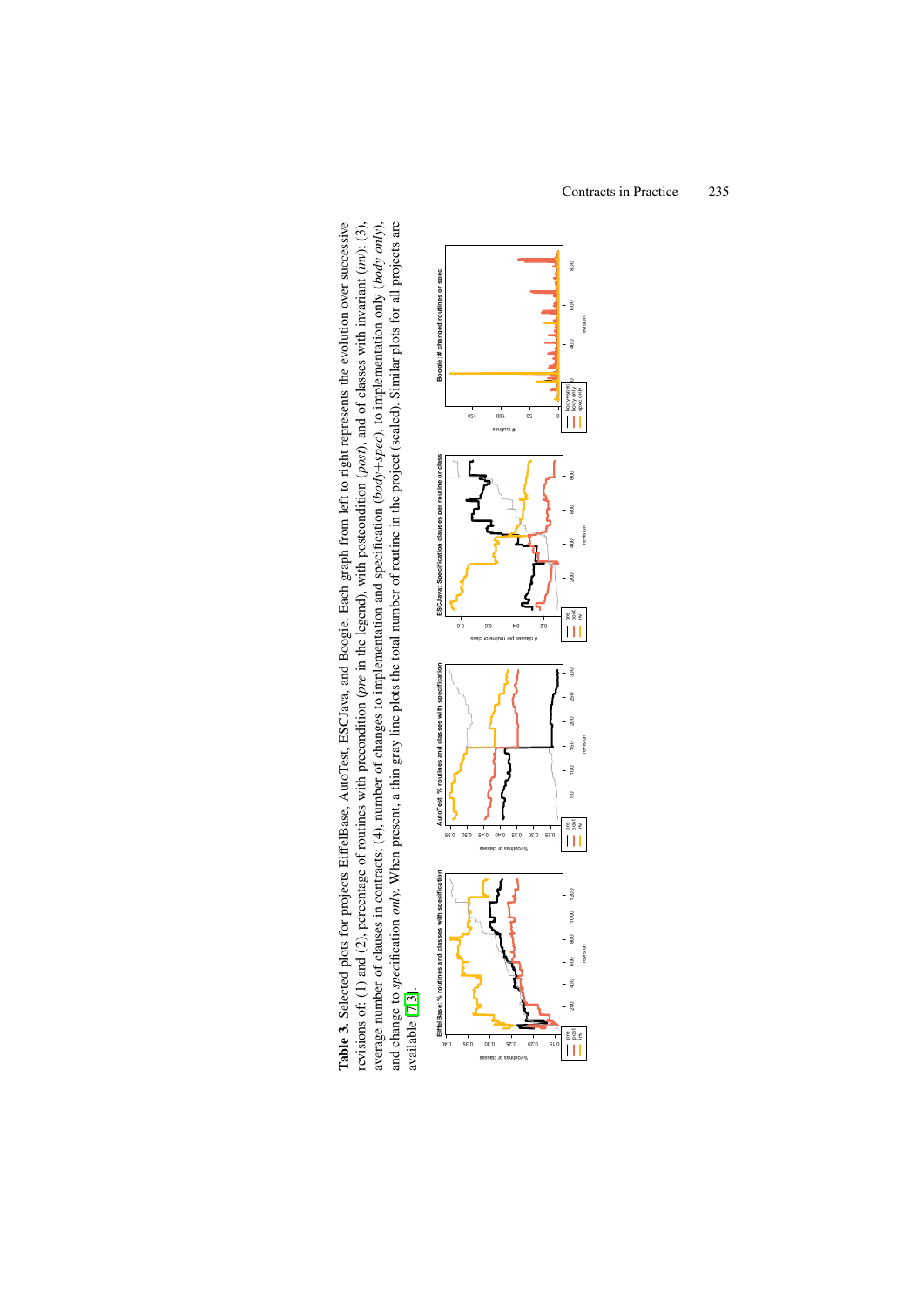**Table 3.** Selected plots for projects EiffelBase, AutoTest, ESCJava, and Boogie. Each graph from left to right represents the evolution over successive revisions of: (1) and (2), percentage of routines with precondition (*pre* in the legend), with postcondition (*post*), and of classes with invariant (*inv*); (3), average number of clauses in contracts; (4), number of changes to implementation and specification (*body+spec*), to implementation only (*body only*), and change to *specification only*. When present, a thin gray line plots the total number of routine in the project (scaled). Similar plots for all projects are available [73].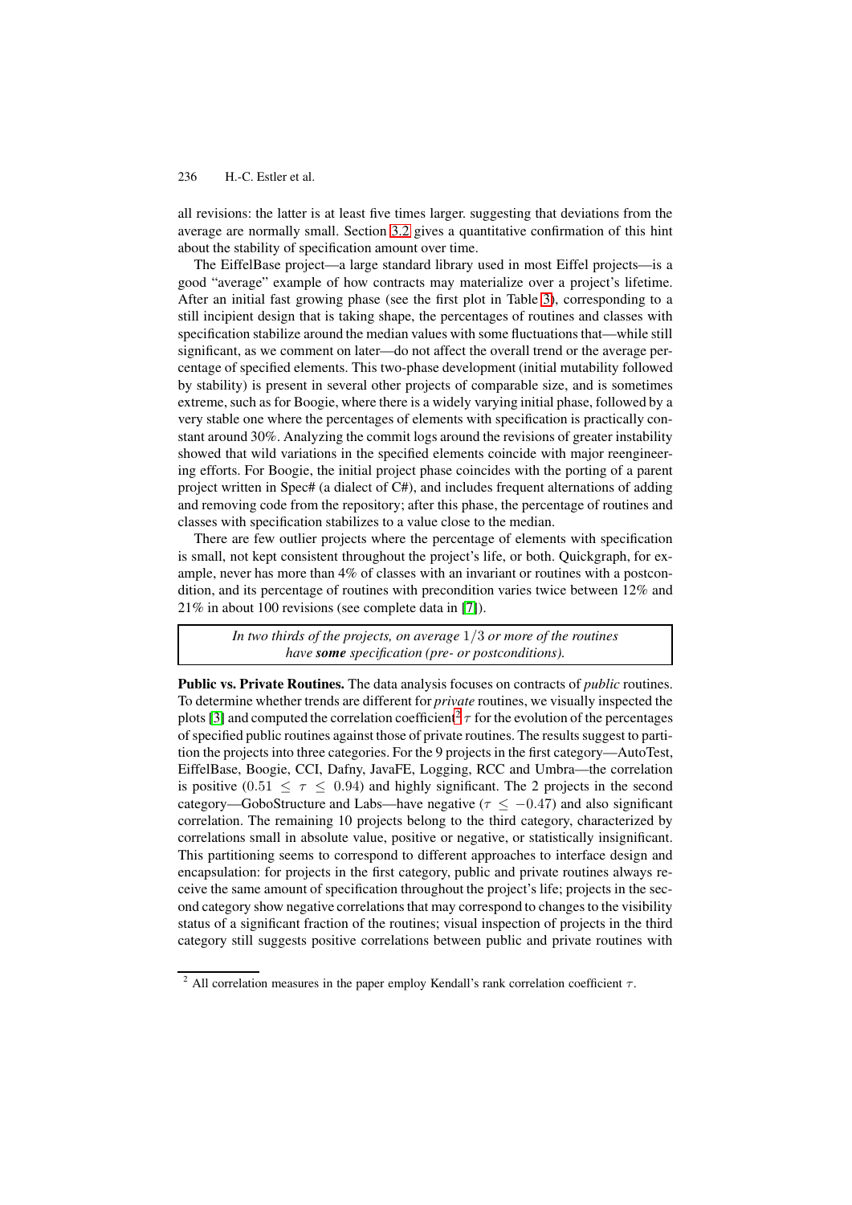all revisions: the latter is at least five times larger. suggesting that deviations from the average are normally small. Section 3.2 gives a quantitative confirmation of this hint about the stability of specification amount over time.

The EiffelBase project—a large standard library used in most Eiffel projects—is a good "average" example of how contracts may materialize over a project's lifetime. After an initial fast growing phase (see the first plot in Table 3), corresponding to a still incipient design that is taking shape, the percentages of routines and classes with specification stabilize around the median values with some fluctuations that—while still significant, as we comment on later—do not affect the overall trend or the average percentage of specified elements. This two-phase development (initial mutability followed by stability) is present in several other projects of comparable size, and is sometimes extreme, such as for Boogie, where there is a widely varying initial phase, followed by a very stable one where the percentages of elements with specification is practically constant around 30%. Analyzing the commit logs around the revisions of greater instability showed that wild variations in the specified elements coincide with major reengineering efforts. For Boogie, the initial project phase coincides with the porting of a parent project written in Spec# (a dialect of C#), and includes frequent alternations of adding and removing code from the repository; after this phase, the percentage of routines and classes with specification stabilizes to a value close to the median.

There are few outlier projects where the percentage of elements with specification is small, not kept consistent throughout the project's life, or both. Quickgraph, for example, never has more than 4% of classes with an invariant or routines with a postcondition, and its percentage of routines with precondition varies twice between 12% and 21% in about 100 revisions (see complete data in [7]).

> *In two thirds of the projects, on average $1/3$ or more of the routines have **some** specification (pre- or postconditions).*

**Public vs. Private Routines.** The data analysis focuses on contracts of *public* routines. To determine whether trends are different for *private* routines, we visually inspected the plots [3] and computed the correlation coefficient[2] $\tau$ for the evolution of the percentages of specified public routines against those of private routines. The results suggest to partition the projects into three categories. For the 9 projects in the first category—AutoTest, EiffelBase, Boogie, CCI, Dafny, JavaFE, Logging, RCC and Umbra—the correlation is positive ($0.51 \leq \tau \leq 0.94$) and highly significant. The 2 projects in the second category—GoboStructure and Labs—have negative ($\tau \leq -0.47$) and also significant correlation. The remaining 10 projects belong to the third category, characterized by correlations small in absolute value, positive or negative, or statistically insignificant. This partitioning seems to correspond to different approaches to interface design and encapsulation: for projects in the first category, public and private routines always receive the same amount of specification throughout the project's life; projects in the second category show negative correlations that may correspond to changes to the visibility status of a significant fraction of the routines; visual inspection of projects in the third category still suggests positive correlations between public and private routines with

[2] All correlation measures in the paper employ Kendall's rank correlation coefficient $\tau$.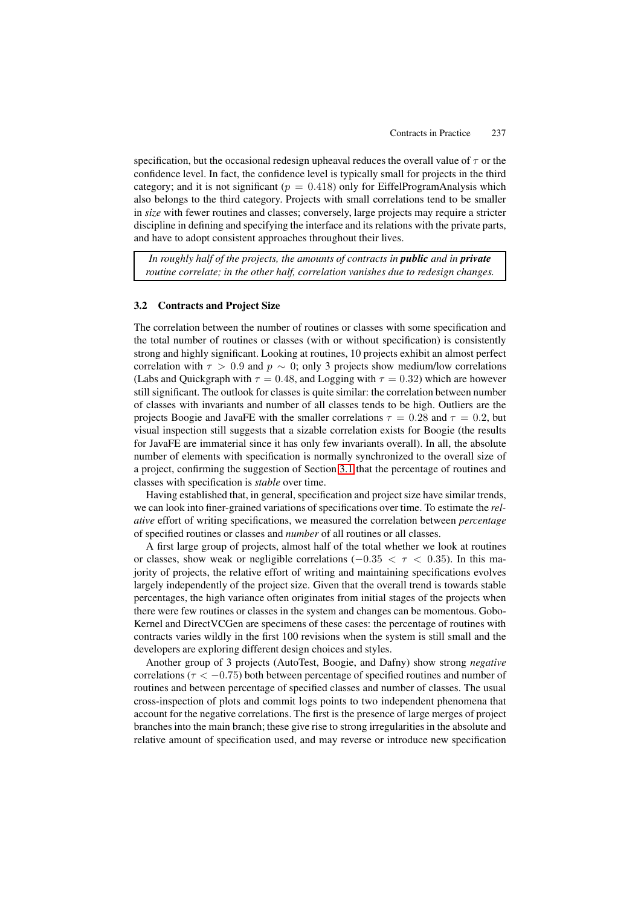specification, but the occasional redesign upheaval reduces the overall value of $\tau$ or the confidence level. In fact, the confidence level is typically small for projects in the third category; and it is not significant ($p = 0.418$) only for EiffelProgramAnalysis which also belongs to the third category. Projects with small correlations tend to be smaller in *size* with fewer routines and classes; conversely, large projects may require a stricter discipline in defining and specifying the interface and its relations with the private parts, and have to adopt consistent approaches throughout their lives.

> *In roughly half of the projects, the amounts of contracts in* ***public*** *and in* ***private*** *routine correlate; in the other half, correlation vanishes due to redesign changes.*

### 3.2 Contracts and Project Size

The correlation between the number of routines or classes with some specification and the total number of routines or classes (with or without specification) is consistently strong and highly significant. Looking at routines, 10 projects exhibit an almost perfect correlation with $\tau > 0.9$ and $p \sim 0$; only 3 projects show medium/low correlations (Labs and Quickgraph with $\tau = 0.48$, and Logging with $\tau = 0.32$) which are however still significant. The outlook for classes is quite similar: the correlation between number of classes with invariants and number of all classes tends to be high. Outliers are the projects Boogie and JavaFE with the smaller correlations $\tau = 0.28$ and $\tau = 0.2$, but visual inspection still suggests that a sizable correlation exists for Boogie (the results for JavaFE are immaterial since it has only few invariants overall). In all, the absolute number of elements with specification is normally synchronized to the overall size of a project, confirming the suggestion of Section 3.1 that the percentage of routines and classes with specification is *stable* over time.

Having established that, in general, specification and project size have similar trends, we can look into finer-grained variations of specifications over time. To estimate the *relative* effort of writing specifications, we measured the correlation between *percentage* of specified routines or classes and *number* of all routines or all classes.

A first large group of projects, almost half of the total whether we look at routines or classes, show weak or negligible correlations ($-0.35 < \tau < 0.35$). In this majority of projects, the relative effort of writing and maintaining specifications evolves largely independently of the project size. Given that the overall trend is towards stable percentages, the high variance often originates from initial stages of the projects when there were few routines or classes in the system and changes can be momentous. GoboKernel and DirectVCGen are specimens of these cases: the percentage of routines with contracts varies wildly in the first 100 revisions when the system is still small and the developers are exploring different design choices and styles.

Another group of 3 projects (AutoTest, Boogie, and Dafny) show strong *negative* correlations ($\tau < -0.75$) both between percentage of specified routines and number of routines and between percentage of specified classes and number of classes. The usual cross-inspection of plots and commit logs points to two independent phenomena that account for the negative correlations. The first is the presence of large merges of project branches into the main branch; these give rise to strong irregularities in the absolute and relative amount of specification used, and may reverse or introduce new specification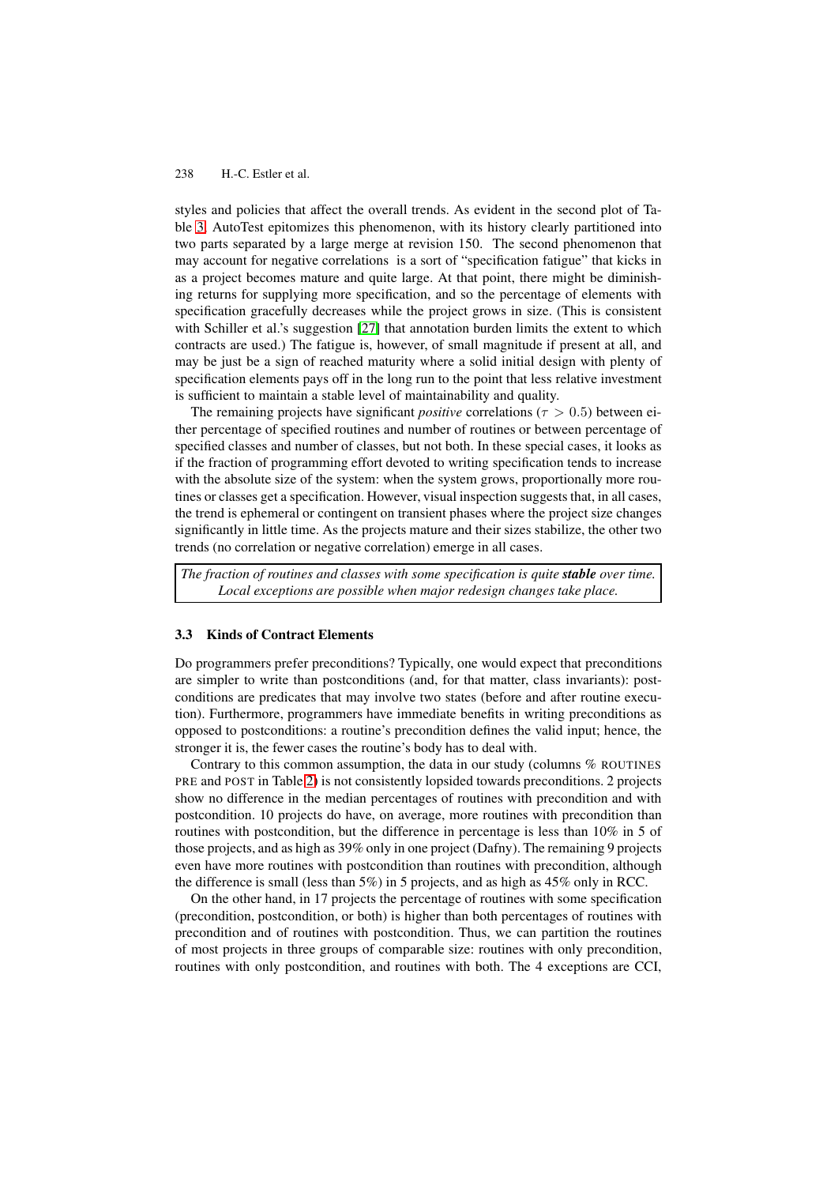styles and policies that affect the overall trends. As evident in the second plot of Table 3, AutoTest epitomizes this phenomenon, with its history clearly partitioned into two parts separated by a large merge at revision 150. The second phenomenon that may account for negative correlations is a sort of "specification fatigue" that kicks in as a project becomes mature and quite large. At that point, there might be diminishing returns for supplying more specification, and so the percentage of elements with specification gracefully decreases while the project grows in size. (This is consistent with Schiller et al.'s suggestion [27] that annotation burden limits the extent to which contracts are used.) The fatigue is, however, of small magnitude if present at all, and may be just be a sign of reached maturity where a solid initial design with plenty of specification elements pays off in the long run to the point that less relative investment is sufficient to maintain a stable level of maintainability and quality.

The remaining projects have significant *positive* correlations ($\tau > 0.5$) between either percentage of specified routines and number of routines or between percentage of specified classes and number of classes, but not both. In these special cases, it looks as if the fraction of programming effort devoted to writing specification tends to increase with the absolute size of the system: when the system grows, proportionally more routines or classes get a specification. However, visual inspection suggests that, in all cases, the trend is ephemeral or contingent on transient phases where the project size changes significantly in little time. As the projects mature and their sizes stabilize, the other two trends (no correlation or negative correlation) emerge in all cases.

> *The fraction of routines and classes with some specification is quite* ***stable*** *over time. Local exceptions are possible when major redesign changes take place.*

### 3.3 Kinds of Contract Elements

Do programmers prefer preconditions? Typically, one would expect that preconditions are simpler to write than postconditions (and, for that matter, class invariants): postconditions are predicates that may involve two states (before and after routine execution). Furthermore, programmers have immediate benefits in writing preconditions as opposed to postconditions: a routine's precondition defines the valid input; hence, the stronger it is, the fewer cases the routine's body has to deal with.

Contrary to this common assumption, the data in our study (columns % ROUTINES PRE and POST in Table 2) is not consistently lopsided towards preconditions. 2 projects show no difference in the median percentages of routines with precondition and with postcondition. 10 projects do have, on average, more routines with precondition than routines with postcondition, but the difference in percentage is less than 10% in 5 of those projects, and as high as 39% only in one project (Dafny). The remaining 9 projects even have more routines with postcondition than routines with precondition, although the difference is small (less than 5%) in 5 projects, and as high as 45% only in RCC.

On the other hand, in 17 projects the percentage of routines with some specification (precondition, postcondition, or both) is higher than both percentages of routines with precondition and of routines with postcondition. Thus, we can partition the routines of most projects in three groups of comparable size: routines with only precondition, routines with only postcondition, and routines with both. The 4 exceptions are CCI,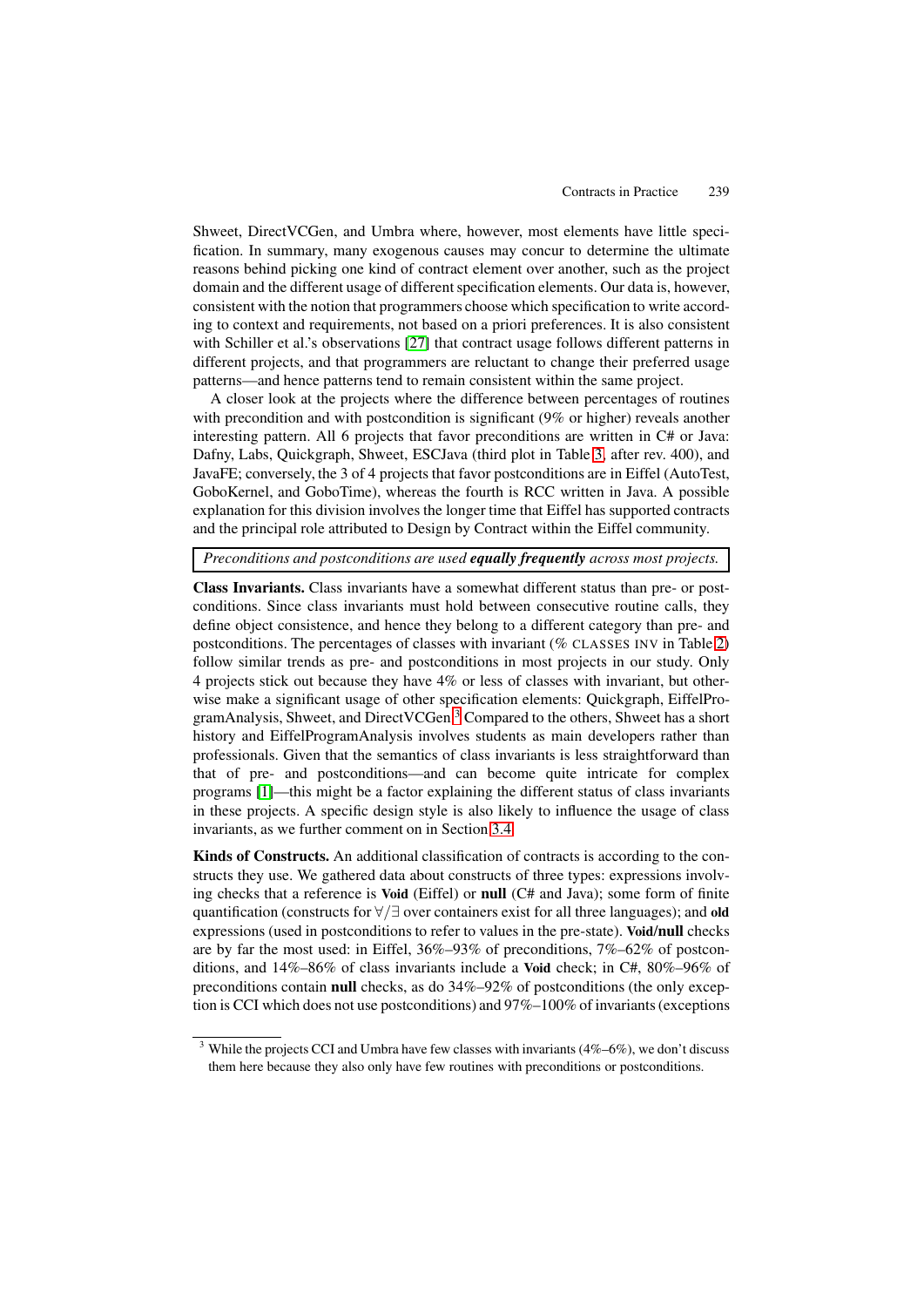Shweet, DirectVCGen, and Umbra where, however, most elements have little specification. In summary, many exogenous causes may concur to determine the ultimate reasons behind picking one kind of contract element over another, such as the project domain and the different usage of different specification elements. Our data is, however, consistent with the notion that programmers choose which specification to write according to context and requirements, not based on a priori preferences. It is also consistent with Schiller et al.'s observations [27] that contract usage follows different patterns in different projects, and that programmers are reluctant to change their preferred usage patterns—and hence patterns tend to remain consistent within the same project.

A closer look at the projects where the difference between percentages of routines with precondition and with postcondition is significant (9% or higher) reveals another interesting pattern. All 6 projects that favor preconditions are written in C# or Java: Dafny, Labs, Quickgraph, Shweet, ESCJava (third plot in Table 3, after rev. 400), and JavaFE; conversely, the 3 of 4 projects that favor postconditions are in Eiffel (AutoTest, GoboKernel, and GoboTime), whereas the fourth is RCC written in Java. A possible explanation for this division involves the longer time that Eiffel has supported contracts and the principal role attributed to Design by Contract within the Eiffel community.

| *Preconditions and postconditions are used **equally frequently** across most projects.* |
|---|

**Class Invariants.** Class invariants have a somewhat different status than pre- or postconditions. Since class invariants must hold between consecutive routine calls, they define object consistence, and hence they belong to a different category than pre- and postconditions. The percentages of classes with invariant (% CLASSES INV in Table 2) follow similar trends as pre- and postconditions in most projects in our study. Only 4 projects stick out because they have 4% or less of classes with invariant, but otherwise make a significant usage of other specification elements: Quickgraph, EiffelProgramAnalysis, Shweet, and DirectVCGen.[3] Compared to the others, Shweet has a short history and EiffelProgramAnalysis involves students as main developers rather than professionals. Given that the semantics of class invariants is less straightforward than that of pre- and postconditions—and can become quite intricate for complex programs [1]—this might be a factor explaining the different status of class invariants in these projects. A specific design style is also likely to influence the usage of class invariants, as we further comment on in Section 3.4.

**Kinds of Constructs.** An additional classification of contracts is according to the constructs they use. We gathered data about constructs of three types: expressions involving checks that a reference is **Void** (Eiffel) or **null** (C# and Java); some form of finite quantification (constructs for $\forall/\exists$ over containers exist for all three languages); and **old** expressions (used in postconditions to refer to values in the pre-state). **Void/null** checks are by far the most used: in Eiffel, 36%–93% of preconditions, 7%–62% of postconditions, and 14%–86% of class invariants include a **Void** check; in C#, 80%–96% of preconditions contain **null** checks, as do 34%–92% of postconditions (the only exception is CCI which does not use postconditions) and 97%–100% of invariants (exceptions

[3] While the projects CCI and Umbra have few classes with invariants (4%–6%), we don't discuss them here because they also only have few routines with preconditions or postconditions.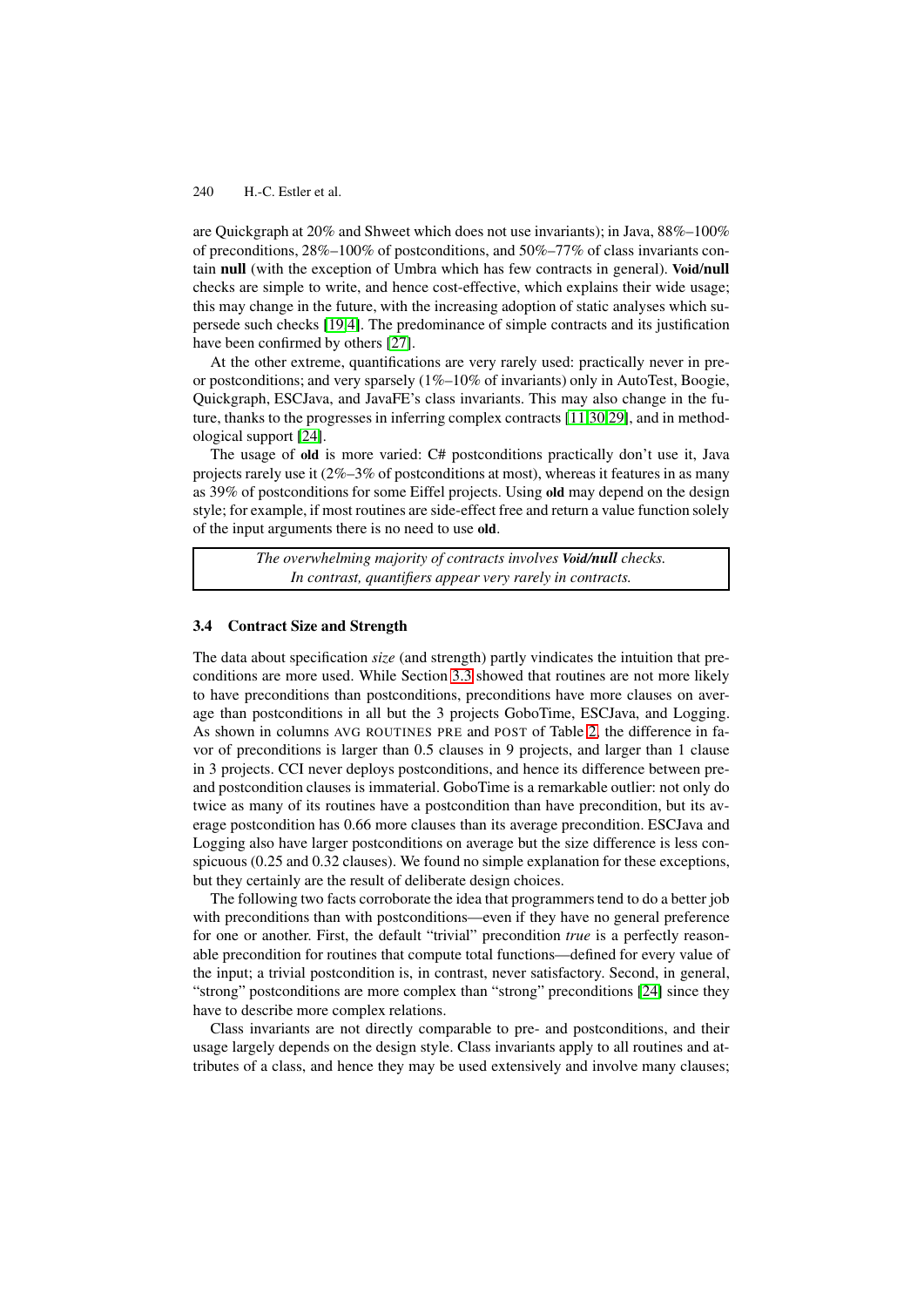are Quickgraph at 20% and Shweet which does not use invariants); in Java, 88%–100% of preconditions, 28%–100% of postconditions, and 50%–77% of class invariants contain **null** (with the exception of Umbra which has few contracts in general). **Void/null** checks are simple to write, and hence cost-effective, which explains their wide usage; this may change in the future, with the increasing adoption of static analyses which supersede such checks [19,4]. The predominance of simple contracts and its justification have been confirmed by others [27].

At the other extreme, quantifications are very rarely used: practically never in pre- or postconditions; and very sparsely (1%–10% of invariants) only in AutoTest, Boogie, Quickgraph, ESCJava, and JavaFE's class invariants. This may also change in the future, thanks to the progresses in inferring complex contracts [11,30,29], and in methodological support [24].

The usage of **old** is more varied: C# postconditions practically don't use it, Java projects rarely use it (2%–3% of postconditions at most), whereas it features in as many as 39% of postconditions for some Eiffel projects. Using **old** may depend on the design style; for example, if most routines are side-effect free and return a value function solely of the input arguments there is no need to use **old**.

> *The overwhelming majority of contracts involves **Void/null** checks.*
> *In contrast, quantifiers appear very rarely in contracts.*

### 3.4 Contract Size and Strength

The data about specification *size* (and strength) partly vindicates the intuition that preconditions are more used. While Section 3.3 showed that routines are not more likely to have preconditions than postconditions, preconditions have more clauses on average than postconditions in all but the 3 projects GoboTime, ESCJava, and Logging. As shown in columns AVG ROUTINES PRE and POST of Table 2, the difference in favor of preconditions is larger than 0.5 clauses in 9 projects, and larger than 1 clause in 3 projects. CCI never deploys postconditions, and hence its difference between pre- and postcondition clauses is immaterial. GoboTime is a remarkable outlier: not only do twice as many of its routines have a postcondition than have precondition, but its average postcondition has 0.66 more clauses than its average precondition. ESCJava and Logging also have larger postconditions on average but the size difference is less conspicuous (0.25 and 0.32 clauses). We found no simple explanation for these exceptions, but they certainly are the result of deliberate design choices.

The following two facts corroborate the idea that programmers tend to do a better job with preconditions than with postconditions—even if they have no general preference for one or another. First, the default "trivial" precondition *true* is a perfectly reasonable precondition for routines that compute total functions—defined for every value of the input; a trivial postcondition is, in contrast, never satisfactory. Second, in general, "strong" postconditions are more complex than "strong" preconditions [24] since they have to describe more complex relations.

Class invariants are not directly comparable to pre- and postconditions, and their usage largely depends on the design style. Class invariants apply to all routines and attributes of a class, and hence they may be used extensively and involve many clauses;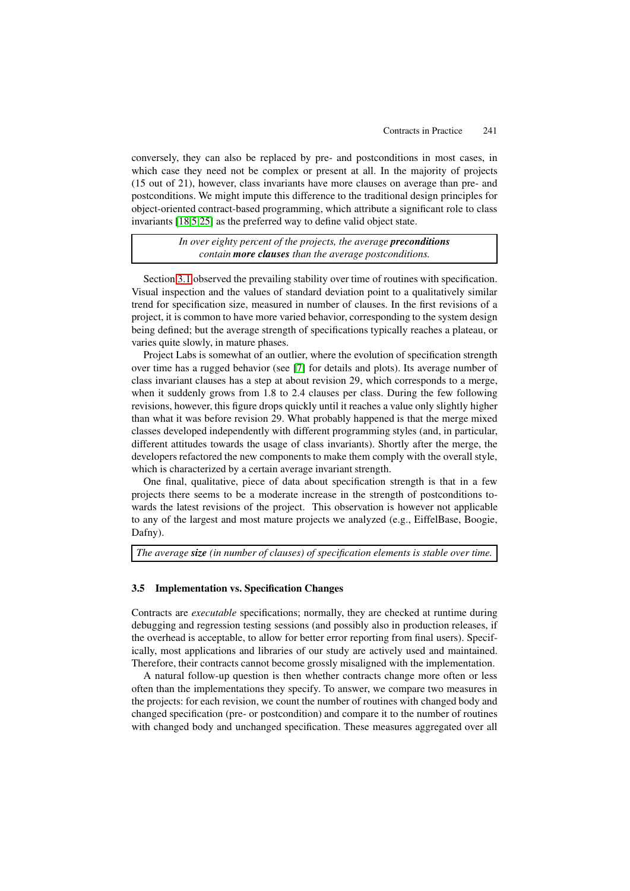conversely, they can also be replaced by pre- and postconditions in most cases, in which case they need not be complex or present at all. In the majority of projects (15 out of 21), however, class invariants have more clauses on average than pre- and postconditions. We might impute this difference to the traditional design principles for object-oriented contract-based programming, which attribute a significant role to class invariants [18,5,25] as the preferred way to define valid object state.

> *In over eighty percent of the projects, the average **preconditions** contain **more clauses** than the average postconditions.*

Section 3.1 observed the prevailing stability over time of routines with specification. Visual inspection and the values of standard deviation point to a qualitatively similar trend for specification size, measured in number of clauses. In the first revisions of a project, it is common to have more varied behavior, corresponding to the system design being defined; but the average strength of specifications typically reaches a plateau, or varies quite slowly, in mature phases.

Project Labs is somewhat of an outlier, where the evolution of specification strength over time has a rugged behavior (see [7] for details and plots). Its average number of class invariant clauses has a step at about revision 29, which corresponds to a merge, when it suddenly grows from 1.8 to 2.4 clauses per class. During the few following revisions, however, this figure drops quickly until it reaches a value only slightly higher than what it was before revision 29. What probably happened is that the merge mixed classes developed independently with different programming styles (and, in particular, different attitudes towards the usage of class invariants). Shortly after the merge, the developers refactored the new components to make them comply with the overall style, which is characterized by a certain average invariant strength.

One final, qualitative, piece of data about specification strength is that in a few projects there seems to be a moderate increase in the strength of postconditions towards the latest revisions of the project. This observation is however not applicable to any of the largest and most mature projects we analyzed (e.g., EiffelBase, Boogie, Dafny).

> *The average **size** (in number of clauses) of specification elements is stable over time.*

### 3.5 Implementation vs. Specification Changes

Contracts are *executable* specifications; normally, they are checked at runtime during debugging and regression testing sessions (and possibly also in production releases, if the overhead is acceptable, to allow for better error reporting from final users). Specifically, most applications and libraries of our study are actively used and maintained. Therefore, their contracts cannot become grossly misaligned with the implementation.

A natural follow-up question is then whether contracts change more often or less often than the implementations they specify. To answer, we compare two measures in the projects: for each revision, we count the number of routines with changed body and changed specification (pre- or postcondition) and compare it to the number of routines with changed body and unchanged specification. These measures aggregated over all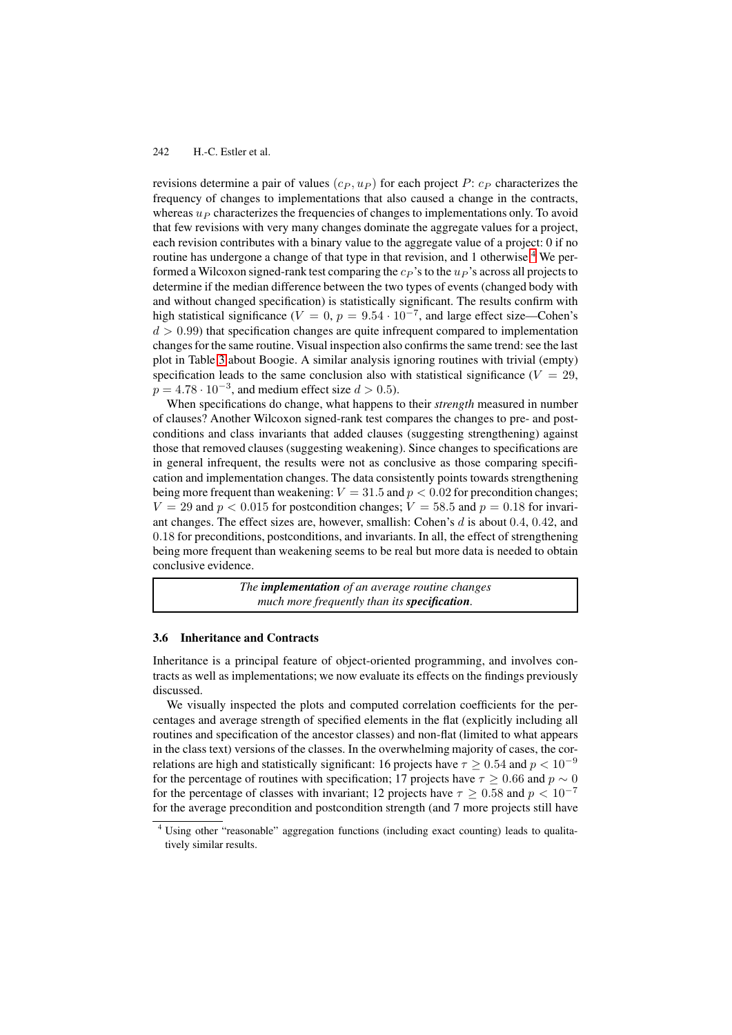revisions determine a pair of values $(c_P, u_P)$ for each project $P$: $c_P$ characterizes the frequency of changes to implementations that also caused a change in the contracts, whereas $u_P$ characterizes the frequencies of changes to implementations only. To avoid that few revisions with very many changes dominate the aggregate values for a project, each revision contributes with a binary value to the aggregate value of a project: 0 if no routine has undergone a change of that type in that revision, and 1 otherwise.[4] We performed a Wilcoxon signed-rank test comparing the $c_P$'s to the $u_P$'s across all projects to determine if the median difference between the two types of events (changed body with and without changed specification) is statistically significant. The results confirm with high statistical significance ($V = 0$, $p = 9.54 \cdot 10^{-7}$, and large effect size—Cohen's $d > 0.99$) that specification changes are quite infrequent compared to implementation changes for the same routine. Visual inspection also confirms the same trend: see the last plot in Table 3 about Boogie. A similar analysis ignoring routines with trivial (empty) specification leads to the same conclusion also with statistical significance ($V = 29$, $p = 4.78 \cdot 10^{-3}$, and medium effect size $d > 0.5$).

When specifications do change, what happens to their *strength* measured in number of clauses? Another Wilcoxon signed-rank test compares the changes to pre- and postconditions and class invariants that added clauses (suggesting strengthening) against those that removed clauses (suggesting weakening). Since changes to specifications are in general infrequent, the results were not as conclusive as those comparing specification and implementation changes. The data consistently points towards strengthening being more frequent than weakening: $V = 31.5$ and $p < 0.02$ for precondition changes; $V = 29$ and $p < 0.015$ for postcondition changes; $V = 58.5$ and $p = 0.18$ for invariant changes. The effect sizes are, however, smallish: Cohen's $d$ is about 0.4, 0.42, and 0.18 for preconditions, postconditions, and invariants. In all, the effect of strengthening being more frequent than weakening seems to be real but more data is needed to obtain conclusive evidence.

> *The* ***implementation*** *of an average routine changes much more frequently than its* ***specification****.*

### 3.6 Inheritance and Contracts

Inheritance is a principal feature of object-oriented programming, and involves contracts as well as implementations; we now evaluate its effects on the findings previously discussed.

We visually inspected the plots and computed correlation coefficients for the percentages and average strength of specified elements in the flat (explicitly including all routines and specification of the ancestor classes) and non-flat (limited to what appears in the class text) versions of the classes. In the overwhelming majority of cases, the correlations are high and statistically significant: 16 projects have $\tau \geq 0.54$ and $p < 10^{-9}$ for the percentage of routines with specification; 17 projects have $\tau \geq 0.66$ and $p \sim 0$ for the percentage of classes with invariant; 12 projects have $\tau \geq 0.58$ and $p < 10^{-7}$ for the average precondition and postcondition strength (and 7 more projects still have

[4] Using other "reasonable" aggregation functions (including exact counting) leads to qualitatively similar results.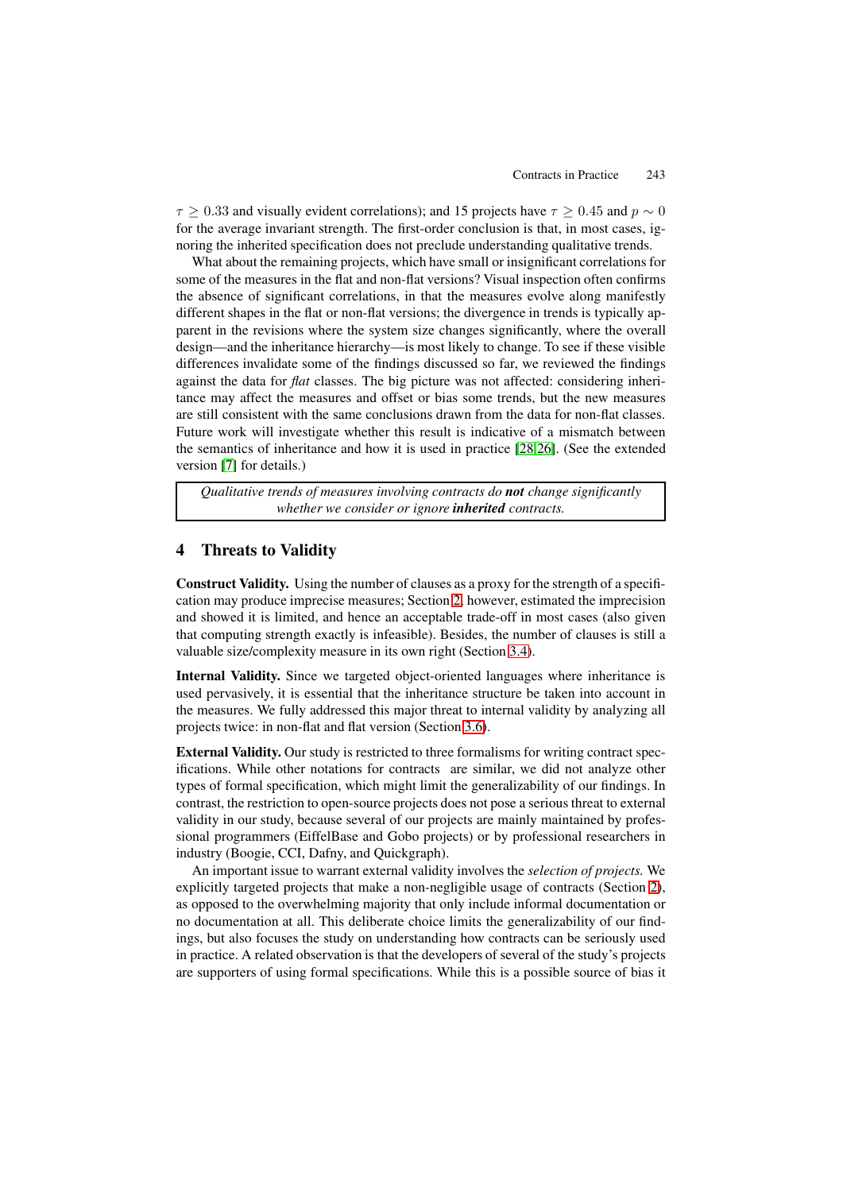$\tau \geq 0.33$ and visually evident correlations); and 15 projects have $\tau \geq 0.45$ and $p \sim 0$ for the average invariant strength. The first-order conclusion is that, in most cases, ignoring the inherited specification does not preclude understanding qualitative trends.

What about the remaining projects, which have small or insignificant correlations for some of the measures in the flat and non-flat versions? Visual inspection often confirms the absence of significant correlations, in that the measures evolve along manifestly different shapes in the flat or non-flat versions; the divergence in trends is typically apparent in the revisions where the system size changes significantly, where the overall design—and the inheritance hierarchy—is most likely to change. To see if these visible differences invalidate some of the findings discussed so far, we reviewed the findings against the data for *flat* classes. The big picture was not affected: considering inheritance may affect the measures and offset or bias some trends, but the new measures are still consistent with the same conclusions drawn from the data for non-flat classes. Future work will investigate whether this result is indicative of a mismatch between the semantics of inheritance and how it is used in practice [28,26]. (See the extended version [7] for details.)

> *Qualitative trends of measures involving contracts do **not** change significantly whether we consider or ignore **inherited** contracts.*

## 4 Threats to Validity

**Construct Validity.** Using the number of clauses as a proxy for the strength of a specification may produce imprecise measures; Section 2, however, estimated the imprecision and showed it is limited, and hence an acceptable trade-off in most cases (also given that computing strength exactly is infeasible). Besides, the number of clauses is still a valuable size/complexity measure in its own right (Section 3.4).

**Internal Validity.** Since we targeted object-oriented languages where inheritance is used pervasively, it is essential that the inheritance structure be taken into account in the measures. We fully addressed this major threat to internal validity by analyzing all projects twice: in non-flat and flat version (Section 3.6).

**External Validity.** Our study is restricted to three formalisms for writing contract specifications. While other notations for contracts are similar, we did not analyze other types of formal specification, which might limit the generalizability of our findings. In contrast, the restriction to open-source projects does not pose a serious threat to external validity in our study, because several of our projects are mainly maintained by professional programmers (EiffelBase and Gobo projects) or by professional researchers in industry (Boogie, CCI, Dafny, and Quickgraph).

An important issue to warrant external validity involves the *selection of projects.* We explicitly targeted projects that make a non-negligible usage of contracts (Section 2), as opposed to the overwhelming majority that only include informal documentation or no documentation at all. This deliberate choice limits the generalizability of our findings, but also focuses the study on understanding how contracts can be seriously used in practice. A related observation is that the developers of several of the study's projects are supporters of using formal specifications. While this is a possible source of bias it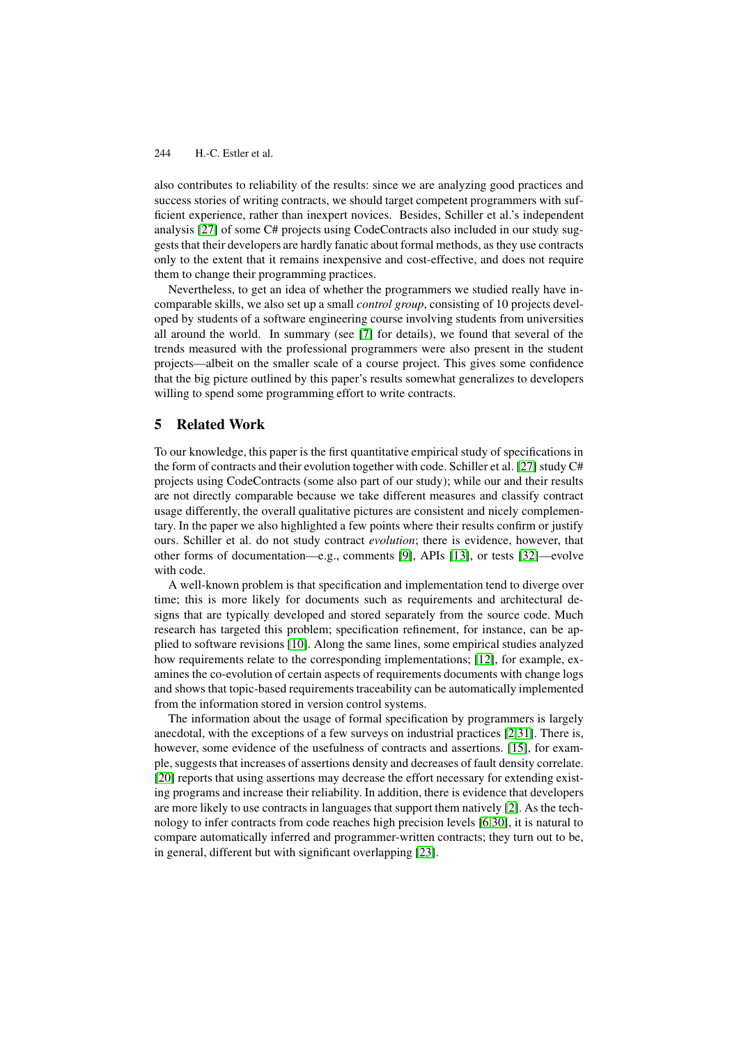also contributes to reliability of the results: since we are analyzing good practices and success stories of writing contracts, we should target competent programmers with sufficient experience, rather than inexpert novices. Besides, Schiller et al.'s independent analysis [27] of some C# projects using CodeContracts also included in our study suggests that their developers are hardly fanatic about formal methods, as they use contracts only to the extent that it remains inexpensive and cost-effective, and does not require them to change their programming practices.

Nevertheless, to get an idea of whether the programmers we studied really have incomparable skills, we also set up a small *control group*, consisting of 10 projects developed by students of a software engineering course involving students from universities all around the world. In summary (see [7] for details), we found that several of the trends measured with the professional programmers were also present in the student projects—albeit on the smaller scale of a course project. This gives some confidence that the big picture outlined by this paper's results somewhat generalizes to developers willing to spend some programming effort to write contracts.

## 5 Related Work

To our knowledge, this paper is the first quantitative empirical study of specifications in the form of contracts and their evolution together with code. Schiller et al. [27] study C# projects using CodeContracts (some also part of our study); while our and their results are not directly comparable because we take different measures and classify contract usage differently, the overall qualitative pictures are consistent and nicely complementary. In the paper we also highlighted a few points where their results confirm or justify ours. Schiller et al. do not study contract *evolution*; there is evidence, however, that other forms of documentation—e.g., comments [9], APIs [13], or tests [32]—evolve with code.

A well-known problem is that specification and implementation tend to diverge over time; this is more likely for documents such as requirements and architectural designs that are typically developed and stored separately from the source code. Much research has targeted this problem; specification refinement, for instance, can be applied to software revisions [10]. Along the same lines, some empirical studies analyzed how requirements relate to the corresponding implementations; [12], for example, examines the co-evolution of certain aspects of requirements documents with change logs and shows that topic-based requirements traceability can be automatically implemented from the information stored in version control systems.

The information about the usage of formal specification by programmers is largely anecdotal, with the exceptions of a few surveys on industrial practices [2,31]. There is, however, some evidence of the usefulness of contracts and assertions. [15], for example, suggests that increases of assertions density and decreases of fault density correlate. [20] reports that using assertions may decrease the effort necessary for extending existing programs and increase their reliability. In addition, there is evidence that developers are more likely to use contracts in languages that support them natively [2]. As the technology to infer contracts from code reaches high precision levels [6,30], it is natural to compare automatically inferred and programmer-written contracts; they turn out to be, in general, different but with significant overlapping [23].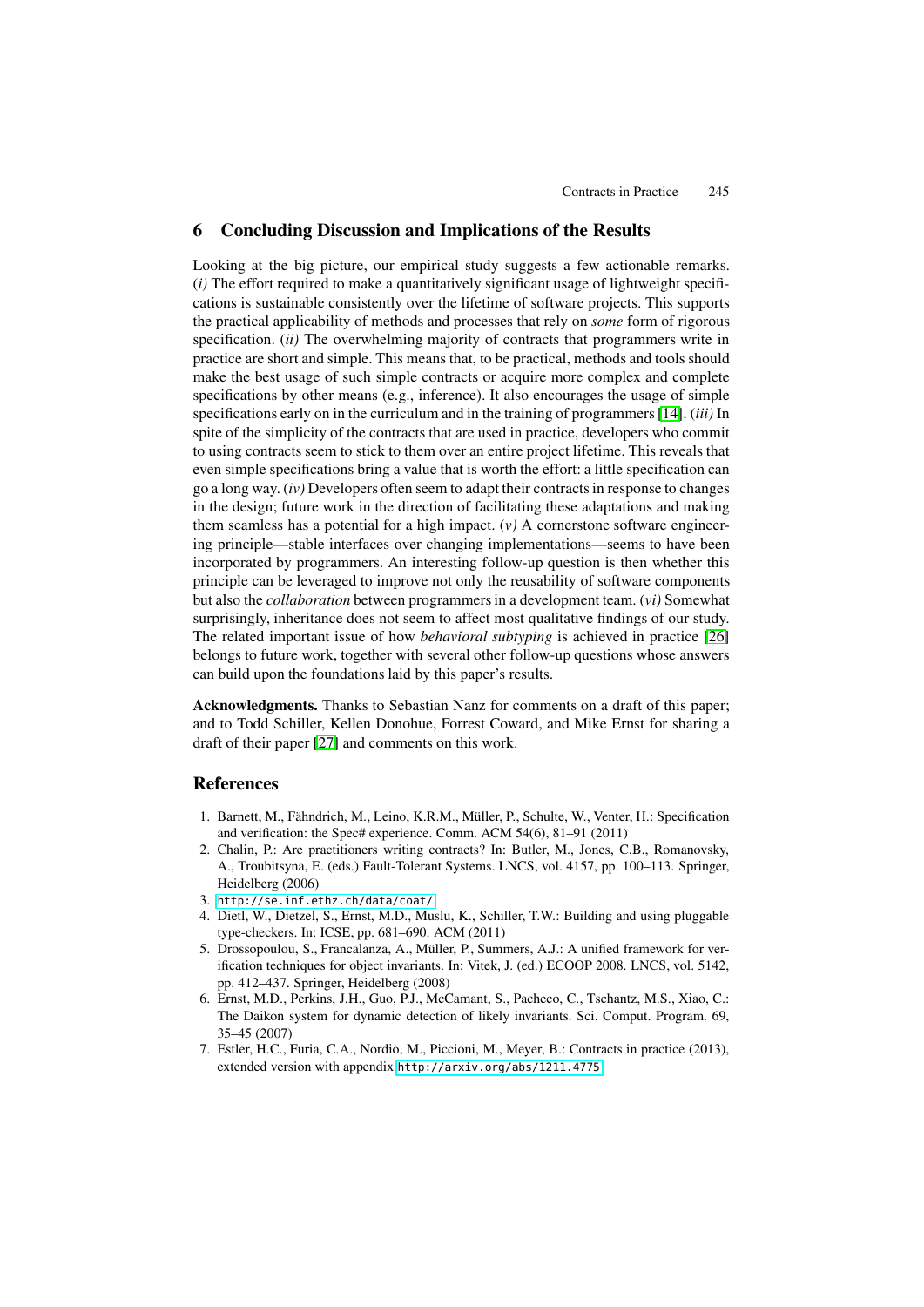## 6 Concluding Discussion and Implications of the Results

Looking at the big picture, our empirical study suggests a few actionable remarks. *(i)* The effort required to make a quantitatively significant usage of lightweight specifications is sustainable consistently over the lifetime of software projects. This supports the practical applicability of methods and processes that rely on *some* form of rigorous specification. *(ii)* The overwhelming majority of contracts that programmers write in practice are short and simple. This means that, to be practical, methods and tools should make the best usage of such simple contracts or acquire more complex and complete specifications by other means (e.g., inference). It also encourages the usage of simple specifications early on in the curriculum and in the training of programmers [14]. *(iii)* In spite of the simplicity of the contracts that are used in practice, developers who commit to using contracts seem to stick to them over an entire project lifetime. This reveals that even simple specifications bring a value that is worth the effort: a little specification can go a long way. *(iv)* Developers often seem to adapt their contracts in response to changes in the design; future work in the direction of facilitating these adaptations and making them seamless has a potential for a high impact. *(v)* A cornerstone software engineering principle—stable interfaces over changing implementations—seems to have been incorporated by programmers. An interesting follow-up question is then whether this principle can be leveraged to improve not only the reusability of software components but also the *collaboration* between programmers in a development team. *(vi)* Somewhat surprisingly, inheritance does not seem to affect most qualitative findings of our study. The related important issue of how *behavioral subtyping* is achieved in practice [26] belongs to future work, together with several other follow-up questions whose answers can build upon the foundations laid by this paper's results.

**Acknowledgments.** Thanks to Sebastian Nanz for comments on a draft of this paper; and to Todd Schiller, Kellen Donohue, Forrest Coward, and Mike Ernst for sharing a draft of their paper [27] and comments on this work.

## References

1. Barnett, M., Fähndrich, M., Leino, K.R.M., Müller, P., Schulte, W., Venter, H.: Specification and verification: the Spec# experience. Comm. ACM 54(6), 81–91 (2011)
2. Chalin, P.: Are practitioners writing contracts? In: Butler, M., Jones, C.B., Romanovsky, A., Troubitsyna, E. (eds.) Fault-Tolerant Systems. LNCS, vol. 4157, pp. 100–113. Springer, Heidelberg (2006)
3. http://se.inf.ethz.ch/data/coat/
4. Dietl, W., Dietzel, S., Ernst, M.D., Muslu, K., Schiller, T.W.: Building and using pluggable type-checkers. In: ICSE, pp. 681–690. ACM (2011)
5. Drossopoulou, S., Francalanza, A., Müller, P., Summers, A.J.: A unified framework for verification techniques for object invariants. In: Vitek, J. (ed.) ECOOP 2008. LNCS, vol. 5142, pp. 412–437. Springer, Heidelberg (2008)
6. Ernst, M.D., Perkins, J.H., Guo, P.J., McCamant, S., Pacheco, C., Tschantz, M.S., Xiao, C.: The Daikon system for dynamic detection of likely invariants. Sci. Comput. Program. 69, 35–45 (2007)
7. Estler, H.C., Furia, C.A., Nordio, M., Piccioni, M., Meyer, B.: Contracts in practice (2013), extended version with appendix http://arxiv.org/abs/1211.4775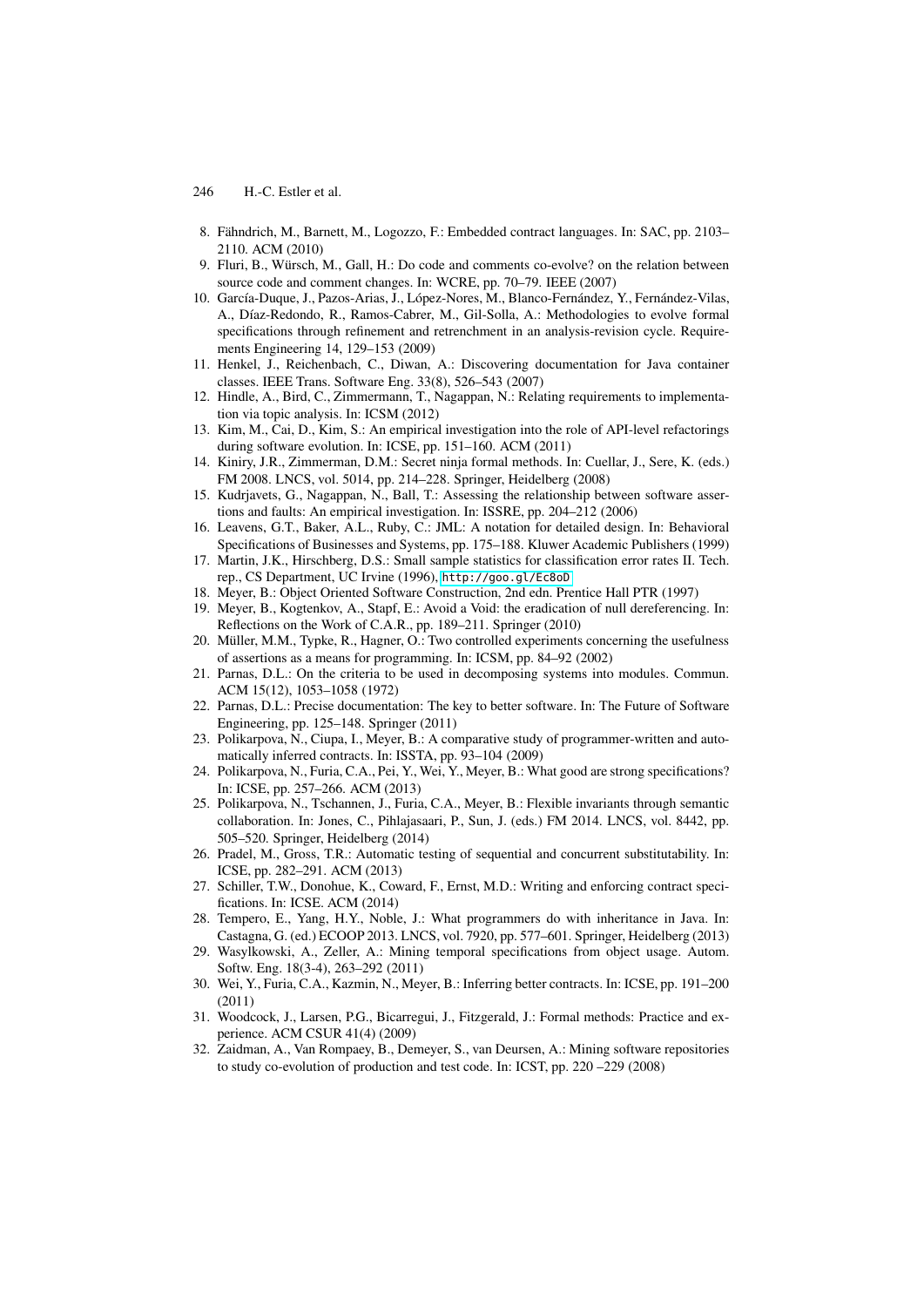8. Fähndrich, M., Barnett, M., Logozzo, F.: Embedded contract languages. In: SAC, pp. 2103–2110. ACM (2010)
9. Fluri, B., Würsch, M., Gall, H.: Do code and comments co-evolve? on the relation between source code and comment changes. In: WCRE, pp. 70–79. IEEE (2007)
10. García-Duque, J., Pazos-Arias, J., López-Nores, M., Blanco-Fernández, Y., Fernández-Vilas, A., Díaz-Redondo, R., Ramos-Cabrer, M., Gil-Solla, A.: Methodologies to evolve formal specifications through refinement and retrenchment in an analysis-revision cycle. Requirements Engineering 14, 129–153 (2009)
11. Henkel, J., Reichenbach, C., Diwan, A.: Discovering documentation for Java container classes. IEEE Trans. Software Eng. 33(8), 526–543 (2007)
12. Hindle, A., Bird, C., Zimmermann, T., Nagappan, N.: Relating requirements to implementation via topic analysis. In: ICSM (2012)
13. Kim, M., Cai, D., Kim, S.: An empirical investigation into the role of API-level refactorings during software evolution. In: ICSE, pp. 151–160. ACM (2011)
14. Kiniry, J.R., Zimmerman, D.M.: Secret ninja formal methods. In: Cuellar, J., Sere, K. (eds.) FM 2008. LNCS, vol. 5014, pp. 214–228. Springer, Heidelberg (2008)
15. Kudrjavets, G., Nagappan, N., Ball, T.: Assessing the relationship between software assertions and faults: An empirical investigation. In: ISSRE, pp. 204–212 (2006)
16. Leavens, G.T., Baker, A.L., Ruby, C.: JML: A notation for detailed design. In: Behavioral Specifications of Businesses and Systems, pp. 175–188. Kluwer Academic Publishers (1999)
17. Martin, J.K., Hirschberg, D.S.: Small sample statistics for classification error rates II. Tech. rep., CS Department, UC Irvine (1996), http://goo.gl/Ec8oD
18. Meyer, B.: Object Oriented Software Construction, 2nd edn. Prentice Hall PTR (1997)
19. Meyer, B., Kogtenkov, A., Stapf, E.: Avoid a Void: the eradication of null dereferencing. In: Reflections on the Work of C.A.R., pp. 189–211. Springer (2010)
20. Müller, M.M., Typke, R., Hagner, O.: Two controlled experiments concerning the usefulness of assertions as a means for programming. In: ICSM, pp. 84–92 (2002)
21. Parnas, D.L.: On the criteria to be used in decomposing systems into modules. Commun. ACM 15(12), 1053–1058 (1972)
22. Parnas, D.L.: Precise documentation: The key to better software. In: The Future of Software Engineering, pp. 125–148. Springer (2011)
23. Polikarpova, N., Ciupa, I., Meyer, B.: A comparative study of programmer-written and automatically inferred contracts. In: ISSTA, pp. 93–104 (2009)
24. Polikarpova, N., Furia, C.A., Pei, Y., Wei, Y., Meyer, B.: What good are strong specifications? In: ICSE, pp. 257–266. ACM (2013)
25. Polikarpova, N., Tschannen, J., Furia, C.A., Meyer, B.: Flexible invariants through semantic collaboration. In: Jones, C., Pihlajasaari, P., Sun, J. (eds.) FM 2014. LNCS, vol. 8442, pp. 505–520. Springer, Heidelberg (2014)
26. Pradel, M., Gross, T.R.: Automatic testing of sequential and concurrent substitutability. In: ICSE, pp. 282–291. ACM (2013)
27. Schiller, T.W., Donohue, K., Coward, F., Ernst, M.D.: Writing and enforcing contract specifications. In: ICSE. ACM (2014)
28. Tempero, E., Yang, H.Y., Noble, J.: What programmers do with inheritance in Java. In: Castagna, G. (ed.) ECOOP 2013. LNCS, vol. 7920, pp. 577–601. Springer, Heidelberg (2013)
29. Wasylkowski, A., Zeller, A.: Mining temporal specifications from object usage. Autom. Softw. Eng. 18(3-4), 263–292 (2011)
30. Wei, Y., Furia, C.A., Kazmin, N., Meyer, B.: Inferring better contracts. In: ICSE, pp. 191–200 (2011)
31. Woodcock, J., Larsen, P.G., Bicarregui, J., Fitzgerald, J.: Formal methods: Practice and experience. ACM CSUR 41(4) (2009)
32. Zaidman, A., Van Rompaey, B., Demeyer, S., van Deursen, A.: Mining software repositories to study co-evolution of production and test code. In: ICST, pp. 220 –229 (2008)